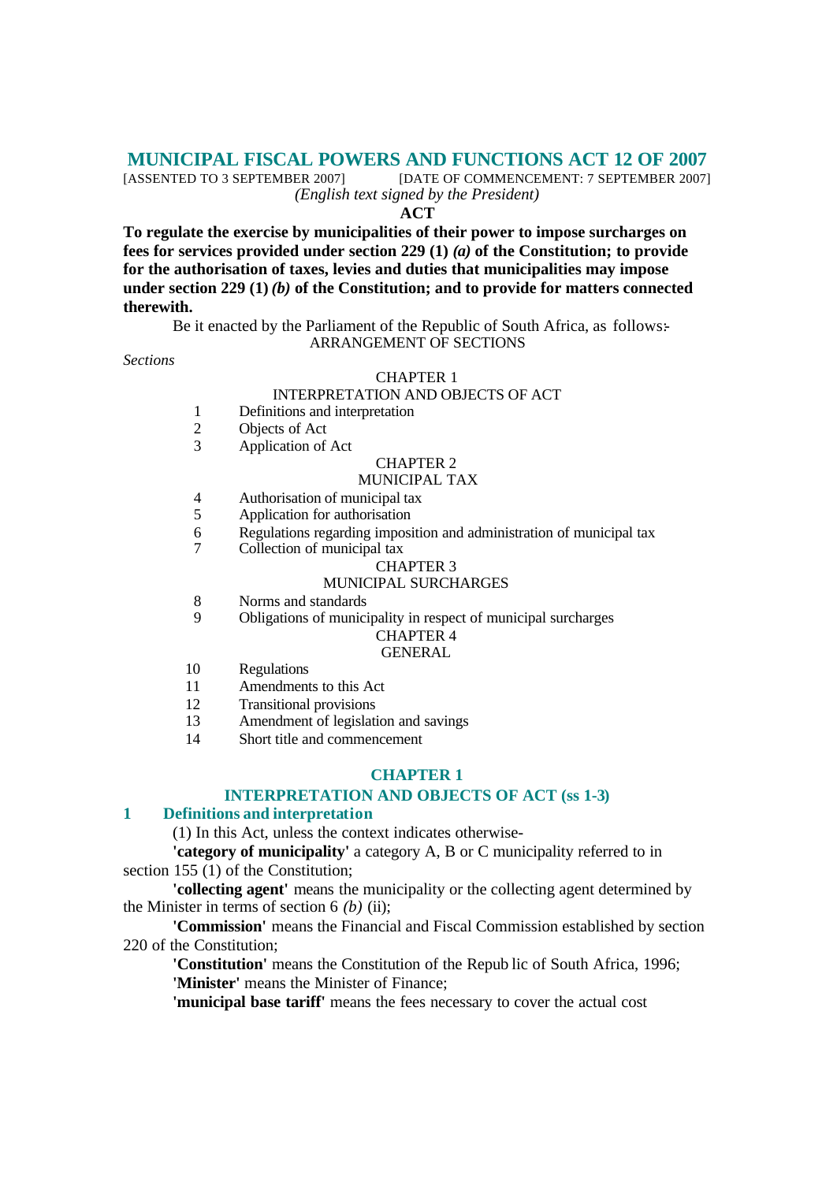# MUNICIPAL FISCAL POWERS AND FUNCTIONS ACT 12 OF 2007

[ASSENTED TO 3 SEPTEMBER 2007] [DATE OF COMMENCEMENT: 7 SEPTEMBER 2007]

*(English text signed by the President)*

**ACT**

**To regulate the exercise by municipalities of their power to impose surcharges on fees for services provided under section 229 (1) *(a)* of the Constitution; to provide for the authorisation of taxes, levies and duties that municipalities may impose under section 229 (1) *(b)* of the Constitution; and to provide for matters connected therewith.**

Be it enacted by the Parliament of the Republic of South Africa, as follows:-

ARRANGEMENT OF SECTIONS

*Sections*

CHAPTER 1

INTERPRETATION AND OBJECTS OF ACT

1 Definitions and interpretation
2 Objects of Act
3 Application of Act

CHAPTER 2

MUNICIPAL TAX

4 Authorisation of municipal tax
5 Application for authorisation
6 Regulations regarding imposition and administration of municipal tax
7 Collection of municipal tax

CHAPTER 3

MUNICIPAL SURCHARGES

8 Norms and standards
9 Obligations of municipality in respect of municipal surcharges

CHAPTER 4

GENERAL

10 Regulations
11 Amendments to this Act
12 Transitional provisions
13 Amendment of legislation and savings
14 Short title and commencement

## CHAPTER 1

## INTERPRETATION AND OBJECTS OF ACT (ss 1-3)

### 1 Definitions and interpretation

(1) In this Act, unless the context indicates otherwise-

**'category of municipality'** a category A, B or C municipality referred to in section 155 (1) of the Constitution;

**'collecting agent'** means the municipality or the collecting agent determined by the Minister in terms of section 6 *(b)* (ii);

**'Commission'** means the Financial and Fiscal Commission established by section 220 of the Constitution;

**'Constitution'** means the Constitution of the Republic of South Africa, 1996;

**'Minister'** means the Minister of Finance;

**'municipal base tariff'** means the fees necessary to cover the actual cost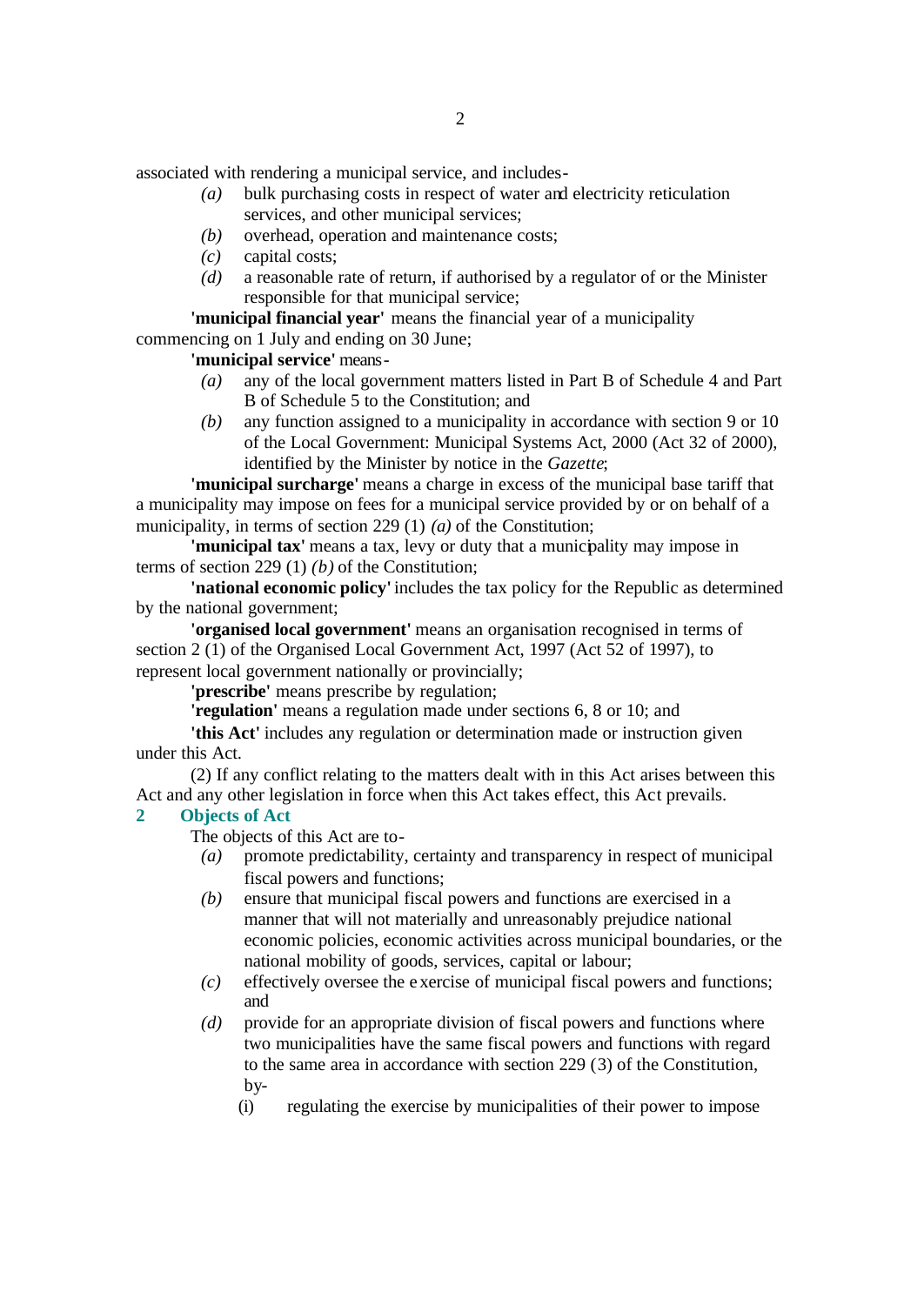associated with rendering a municipal service, and includes-

- *(a)* bulk purchasing costs in respect of water and electricity reticulation services, and other municipal services;
- *(b)* overhead, operation and maintenance costs;
- *(c)* capital costs;
- *(d)* a reasonable rate of return, if authorised by a regulator of or the Minister responsible for that municipal service;

**'municipal financial year'** means the financial year of a municipality commencing on 1 July and ending on 30 June;

**'municipal service'** means-

- *(a)* any of the local government matters listed in Part B of Schedule 4 and Part B of Schedule 5 to the Constitution; and
- *(b)* any function assigned to a municipality in accordance with section 9 or 10 of the Local Government: Municipal Systems Act, 2000 (Act 32 of 2000), identified by the Minister by notice in the *Gazette*;

**'municipal surcharge'** means a charge in excess of the municipal base tariff that a municipality may impose on fees for a municipal service provided by or on behalf of a municipality, in terms of section 229 (1) *(a)* of the Constitution;

**'municipal tax'** means a tax, levy or duty that a municipality may impose in terms of section 229 (1) *(b)* of the Constitution;

**'national economic policy'** includes the tax policy for the Republic as determined by the national government;

**'organised local government'** means an organisation recognised in terms of section 2 (1) of the Organised Local Government Act, 1997 (Act 52 of 1997), to represent local government nationally or provincially;

**'prescribe'** means prescribe by regulation;

**'regulation'** means a regulation made under sections 6, 8 or 10; and

**'this Act'** includes any regulation or determination made or instruction given under this Act.

(2) If any conflict relating to the matters dealt with in this Act arises between this Act and any other legislation in force when this Act takes effect, this Act prevails.

### 2 Objects of Act

The objects of this Act are to-

- *(a)* promote predictability, certainty and transparency in respect of municipal fiscal powers and functions;
- *(b)* ensure that municipal fiscal powers and functions are exercised in a manner that will not materially and unreasonably prejudice national economic policies, economic activities across municipal boundaries, or the national mobility of goods, services, capital or labour;
- *(c)* effectively oversee the exercise of municipal fiscal powers and functions; and
- *(d)* provide for an appropriate division of fiscal powers and functions where two municipalities have the same fiscal powers and functions with regard to the same area in accordance with section 229 (3) of the Constitution, by-
  - (i) regulating the exercise by municipalities of their power to impose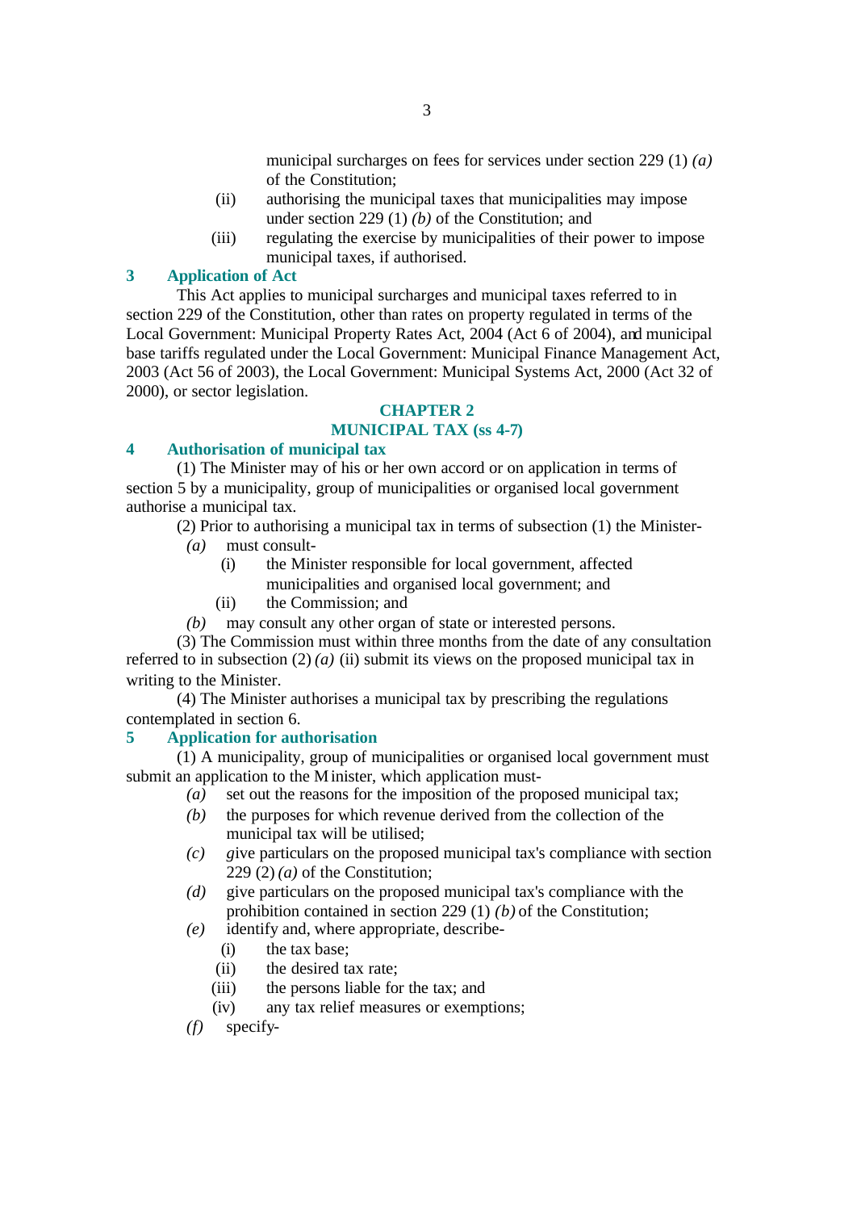municipal surcharges on fees for services under section 229 (1) *(a)* of the Constitution;

(ii) authorising the municipal taxes that municipalities may impose under section 229 (1) *(b)* of the Constitution; and

(iii) regulating the exercise by municipalities of their power to impose municipal taxes, if authorised.

## 3 Application of Act

This Act applies to municipal surcharges and municipal taxes referred to in section 229 of the Constitution, other than rates on property regulated in terms of the Local Government: Municipal Property Rates Act, 2004 (Act 6 of 2004), and municipal base tariffs regulated under the Local Government: Municipal Finance Management Act, 2003 (Act 56 of 2003), the Local Government: Municipal Systems Act, 2000 (Act 32 of 2000), or sector legislation.

# CHAPTER 2
# MUNICIPAL TAX (ss 4-7)

## 4 Authorisation of municipal tax

(1) The Minister may of his or her own accord or on application in terms of section 5 by a municipality, group of municipalities or organised local government authorise a municipal tax.

(2) Prior to authorising a municipal tax in terms of subsection (1) the Minister-

*(a)* must consult-

(i) the Minister responsible for local government, affected municipalities and organised local government; and

(ii) the Commission; and

*(b)* may consult any other organ of state or interested persons.

(3) The Commission must within three months from the date of any consultation referred to in subsection (2) *(a)* (ii) submit its views on the proposed municipal tax in writing to the Minister.

(4) The Minister authorises a municipal tax by prescribing the regulations contemplated in section 6.

## 5 Application for authorisation

(1) A municipality, group of municipalities or organised local government must submit an application to the Minister, which application must-

*(a)* set out the reasons for the imposition of the proposed municipal tax;

*(b)* the purposes for which revenue derived from the collection of the municipal tax will be utilised;

*(c)* give particulars on the proposed municipal tax's compliance with section 229 (2) *(a)* of the Constitution;

*(d)* give particulars on the proposed municipal tax's compliance with the prohibition contained in section 229 (1) *(b)* of the Constitution;

*(e)* identify and, where appropriate, describe-

(i) the tax base;

(ii) the desired tax rate;

(iii) the persons liable for the tax; and

(iv) any tax relief measures or exemptions;

*(f)* specify-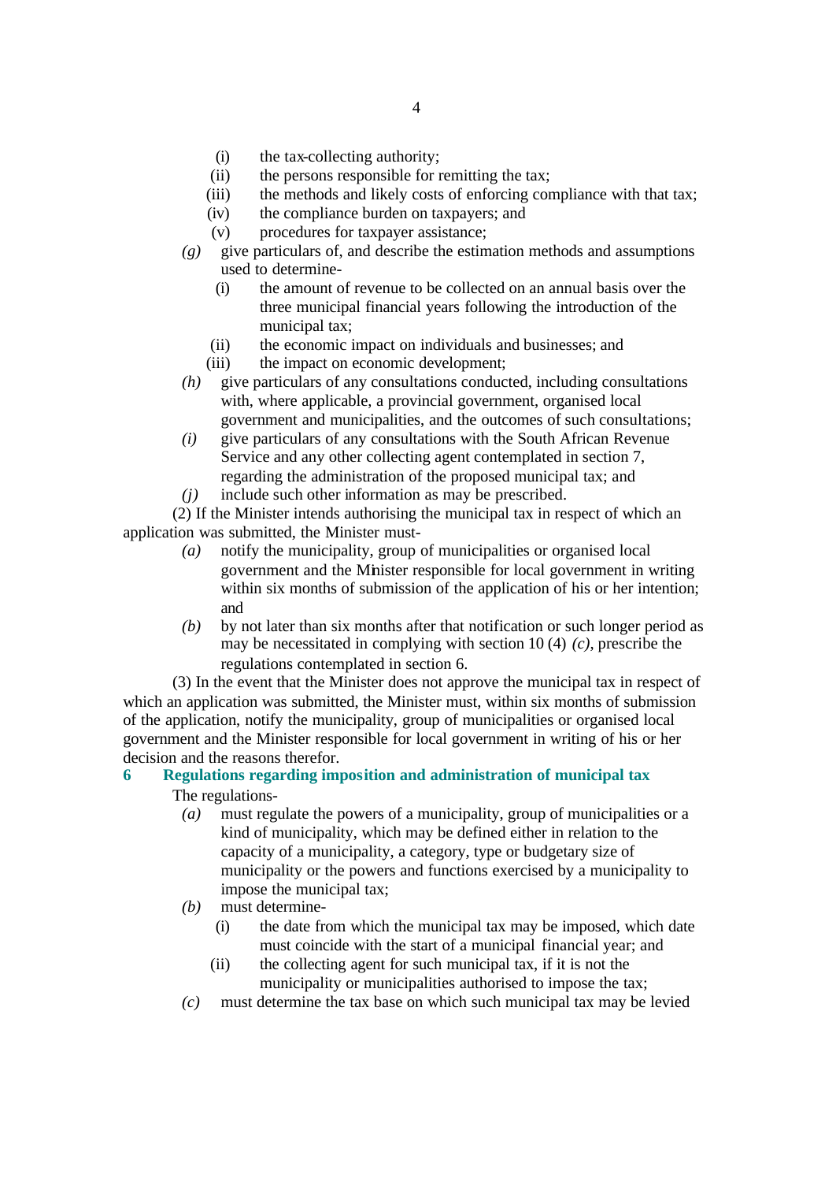(i) the tax-collecting authority;

(ii) the persons responsible for remitting the tax;

(iii) the methods and likely costs of enforcing compliance with that tax;

(iv) the compliance burden on taxpayers; and

(v) procedures for taxpayer assistance;

*(g)* give particulars of, and describe the estimation methods and assumptions used to determine-

(i) the amount of revenue to be collected on an annual basis over the three municipal financial years following the introduction of the municipal tax;

(ii) the economic impact on individuals and businesses; and

(iii) the impact on economic development;

*(h)* give particulars of any consultations conducted, including consultations with, where applicable, a provincial government, organised local government and municipalities, and the outcomes of such consultations;

*(i)* give particulars of any consultations with the South African Revenue Service and any other collecting agent contemplated in section 7, regarding the administration of the proposed municipal tax; and

*(j)* include such other information as may be prescribed.

(2) If the Minister intends authorising the municipal tax in respect of which an application was submitted, the Minister must-

*(a)* notify the municipality, group of municipalities or organised local government and the Minister responsible for local government in writing within six months of submission of the application of his or her intention; and

*(b)* by not later than six months after that notification or such longer period as may be necessitated in complying with section 10 (4) *(c)*, prescribe the regulations contemplated in section 6.

(3) In the event that the Minister does not approve the municipal tax in respect of which an application was submitted, the Minister must, within six months of submission of the application, notify the municipality, group of municipalities or organised local government and the Minister responsible for local government in writing of his or her decision and the reasons therefor.

### 6 Regulations regarding imposition and administration of municipal tax

The regulations-

*(a)* must regulate the powers of a municipality, group of municipalities or a kind of municipality, which may be defined either in relation to the capacity of a municipality, a category, type or budgetary size of municipality or the powers and functions exercised by a municipality to impose the municipal tax;

*(b)* must determine-

(i) the date from which the municipal tax may be imposed, which date must coincide with the start of a municipal financial year; and

(ii) the collecting agent for such municipal tax, if it is not the municipality or municipalities authorised to impose the tax;

*(c)* must determine the tax base on which such municipal tax may be levied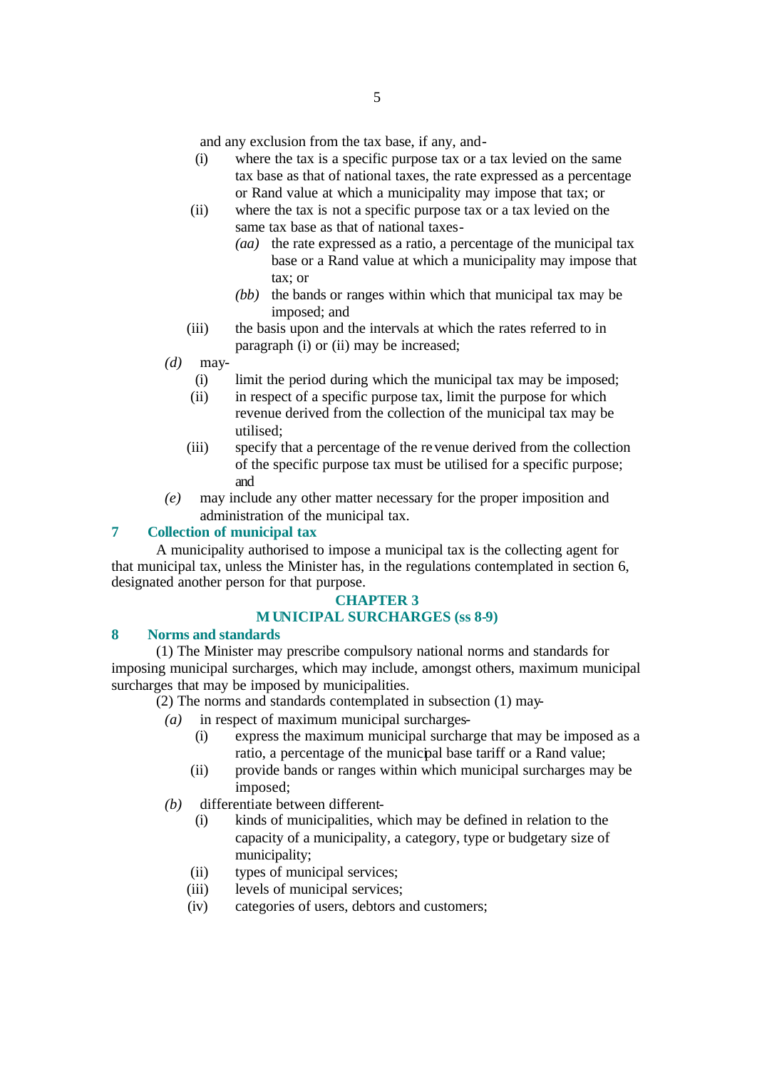and any exclusion from the tax base, if any, and-

- (i) where the tax is a specific purpose tax or a tax levied on the same tax base as that of national taxes, the rate expressed as a percentage or Rand value at which a municipality may impose that tax; or
- (ii) where the tax is not a specific purpose tax or a tax levied on the same tax base as that of national taxes-
  - *(aa)* the rate expressed as a ratio, a percentage of the municipal tax base or a Rand value at which a municipality may impose that tax; or
  - *(bb)* the bands or ranges within which that municipal tax may be imposed; and
- (iii) the basis upon and the intervals at which the rates referred to in paragraph (i) or (ii) may be increased;

*(d)* may-

- (i) limit the period during which the municipal tax may be imposed;
- (ii) in respect of a specific purpose tax, limit the purpose for which revenue derived from the collection of the municipal tax may be utilised;
- (iii) specify that a percentage of the revenue derived from the collection of the specific purpose tax must be utilised for a specific purpose; and

*(e)* may include any other matter necessary for the proper imposition and administration of the municipal tax.

## 7 Collection of municipal tax

A municipality authorised to impose a municipal tax is the collecting agent for that municipal tax, unless the Minister has, in the regulations contemplated in section 6, designated another person for that purpose.

# CHAPTER 3
# MUNICIPAL SURCHARGES (ss 8-9)

## 8 Norms and standards

(1) The Minister may prescribe compulsory national norms and standards for imposing municipal surcharges, which may include, amongst others, maximum municipal surcharges that may be imposed by municipalities.

(2) The norms and standards contemplated in subsection (1) may-

*(a)* in respect of maximum municipal surcharges-

- (i) express the maximum municipal surcharge that may be imposed as a ratio, a percentage of the municipal base tariff or a Rand value;
- (ii) provide bands or ranges within which municipal surcharges may be imposed;

*(b)* differentiate between different-

- (i) kinds of municipalities, which may be defined in relation to the capacity of a municipality, a category, type or budgetary size of municipality;
- (ii) types of municipal services;
- (iii) levels of municipal services;
- (iv) categories of users, debtors and customers;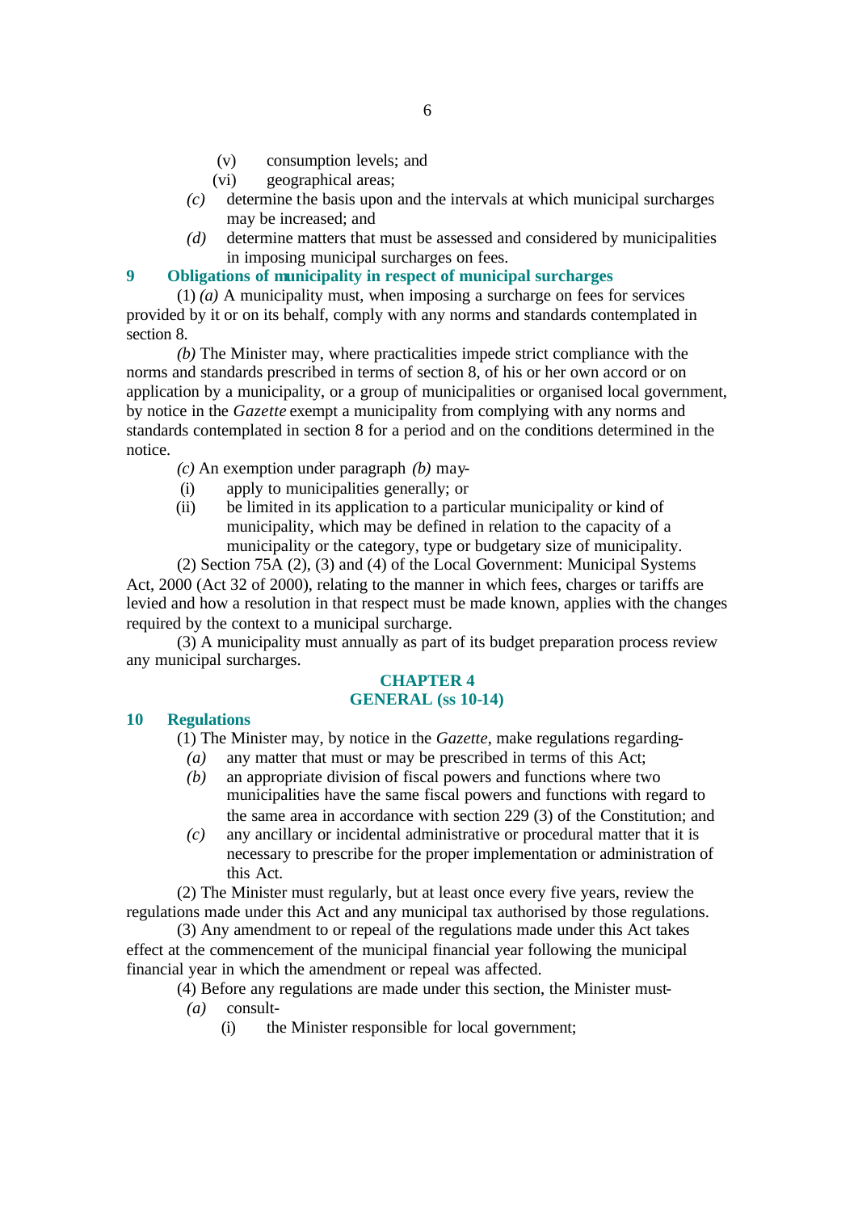(v) consumption levels; and

(vi) geographical areas;

*(c)* determine the basis upon and the intervals at which municipal surcharges may be increased; and

*(d)* determine matters that must be assessed and considered by municipalities in imposing municipal surcharges on fees.

### 9 Obligations of municipality in respect of municipal surcharges

(1) *(a)* A municipality must, when imposing a surcharge on fees for services provided by it or on its behalf, comply with any norms and standards contemplated in section 8.

*(b)* The Minister may, where practicalities impede strict compliance with the norms and standards prescribed in terms of section 8, of his or her own accord or on application by a municipality, or a group of municipalities or organised local government, by notice in the *Gazette* exempt a municipality from complying with any norms and standards contemplated in section 8 for a period and on the conditions determined in the notice.

*(c)* An exemption under paragraph *(b)* may-

(i) apply to municipalities generally; or

(ii) be limited in its application to a particular municipality or kind of municipality, which may be defined in relation to the capacity of a municipality or the category, type or budgetary size of municipality.

(2) Section 75A (2), (3) and (4) of the Local Government: Municipal Systems Act, 2000 (Act 32 of 2000), relating to the manner in which fees, charges or tariffs are levied and how a resolution in that respect must be made known, applies with the changes required by the context to a municipal surcharge.

(3) A municipality must annually as part of its budget preparation process review any municipal surcharges.

## CHAPTER 4
## GENERAL (ss 10-14)

### 10 Regulations

(1) The Minister may, by notice in the *Gazette*, make regulations regarding-

*(a)* any matter that must or may be prescribed in terms of this Act;

*(b)* an appropriate division of fiscal powers and functions where two municipalities have the same fiscal powers and functions with regard to the same area in accordance with section 229 (3) of the Constitution; and

*(c)* any ancillary or incidental administrative or procedural matter that it is necessary to prescribe for the proper implementation or administration of this Act.

(2) The Minister must regularly, but at least once every five years, review the regulations made under this Act and any municipal tax authorised by those regulations.

(3) Any amendment to or repeal of the regulations made under this Act takes effect at the commencement of the municipal financial year following the municipal financial year in which the amendment or repeal was affected.

(4) Before any regulations are made under this section, the Minister must-

*(a)* consult-

(i) the Minister responsible for local government;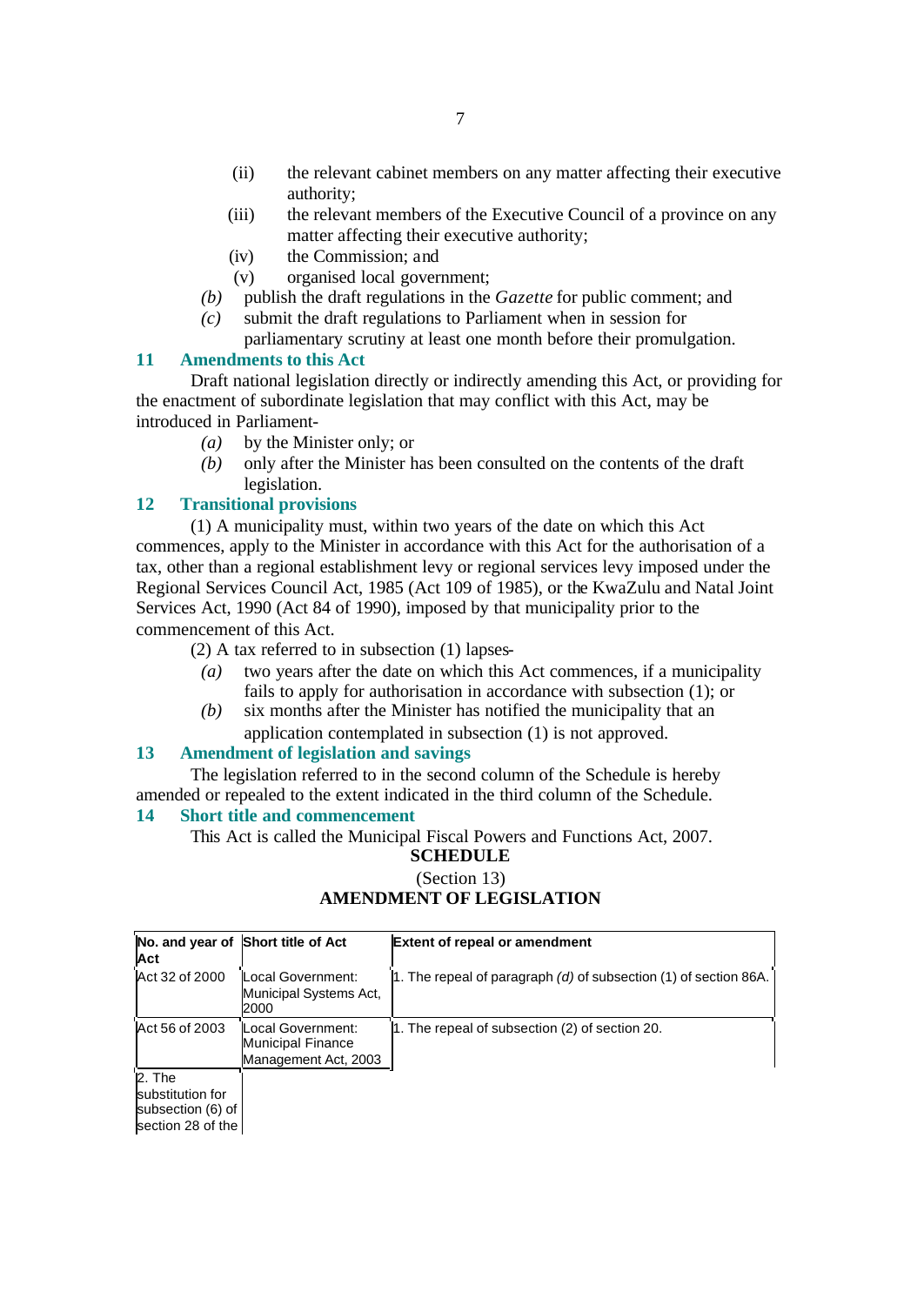(ii) the relevant cabinet members on any matter affecting their executive authority;

(iii) the relevant members of the Executive Council of a province on any matter affecting their executive authority;

(iv) the Commission; and

(v) organised local government;

*(b)* publish the draft regulations in the *Gazette* for public comment; and

*(c)* submit the draft regulations to Parliament when in session for parliamentary scrutiny at least one month before their promulgation.

### 11 Amendments to this Act

Draft national legislation directly or indirectly amending this Act, or providing for the enactment of subordinate legislation that may conflict with this Act, may be introduced in Parliament-

*(a)* by the Minister only; or

*(b)* only after the Minister has been consulted on the contents of the draft legislation.

### 12 Transitional provisions

(1) A municipality must, within two years of the date on which this Act commences, apply to the Minister in accordance with this Act for the authorisation of a tax, other than a regional establishment levy or regional services levy imposed under the Regional Services Council Act, 1985 (Act 109 of 1985), or the KwaZulu and Natal Joint Services Act, 1990 (Act 84 of 1990), imposed by that municipality prior to the commencement of this Act.

(2) A tax referred to in subsection (1) lapses-

*(a)* two years after the date on which this Act commences, if a municipality fails to apply for authorisation in accordance with subsection (1); or

*(b)* six months after the Minister has notified the municipality that an application contemplated in subsection (1) is not approved.

### 13 Amendment of legislation and savings

The legislation referred to in the second column of the Schedule is hereby amended or repealed to the extent indicated in the third column of the Schedule.

### 14 Short title and commencement

This Act is called the Municipal Fiscal Powers and Functions Act, 2007.

**SCHEDULE**

(Section 13)

**AMENDMENT OF LEGISLATION**

| No. and year of Act | Short title of Act | Extent of repeal or amendment |
|---|---|---|
| Act 32 of 2000 | Local Government: Municipal Systems Act, 2000 | 1. The repeal of paragraph *(d)* of subsection (1) of section 86A. |
| Act 56 of 2003 | Local Government: Municipal Finance Management Act, 2003 | 1. The repeal of subsection (2) of section 20. |
| 2. The substitution for subsection (6) of section 28 of the | | |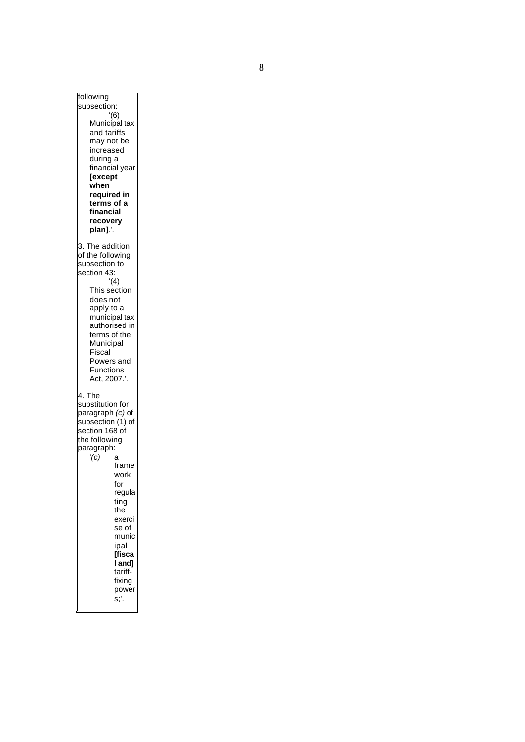following subsection:

> '(6) Municipal tax and tariffs may not be increased during a financial year **[except when required in terms of a financial recovery plan]**.'.

3. The addition of the following subsection to section 43:

> '(4) This section does not apply to a municipal tax authorised in terms of the Municipal Fiscal Powers and Functions Act, 2007.'.

4. The substitution for paragraph *(c)* of subsection (1) of section 168 of the following paragraph:

> '*(c)* a framework for regulating the exercise of municipal **[fiscal and]** tariff-fixing powers;'.